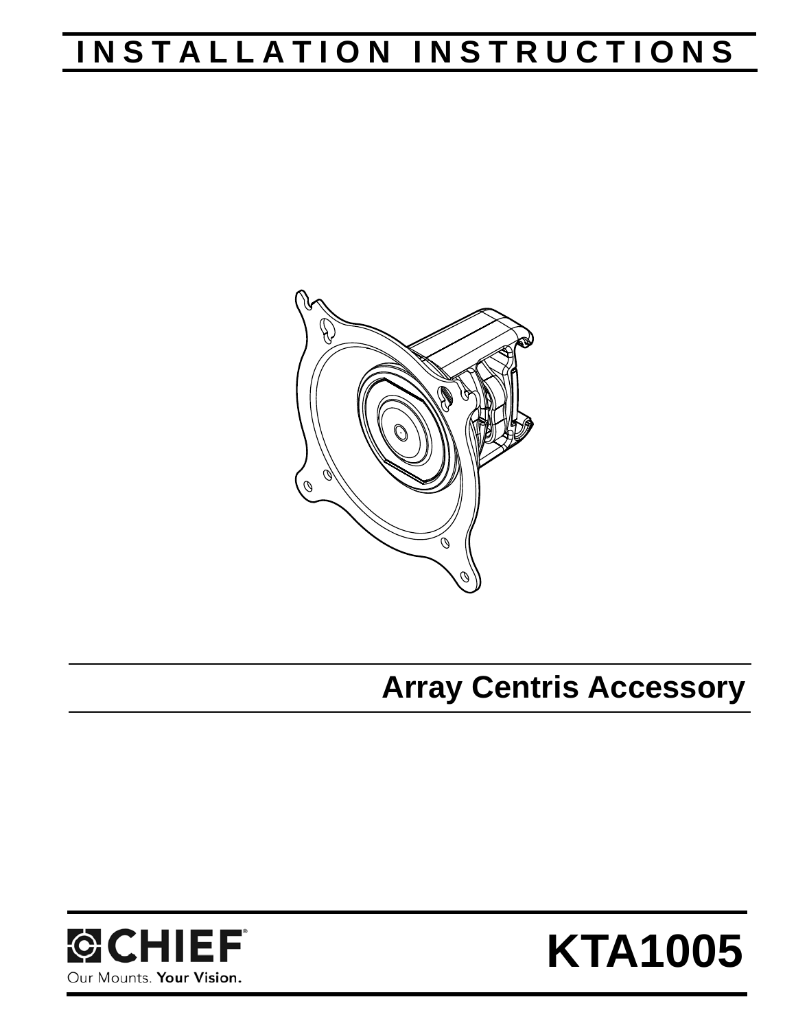# INSTALLATION INSTRUCTIONS

## Array Centris Accessory

CHIEF

Our Mounts. **Your Vision.**

# KTA1005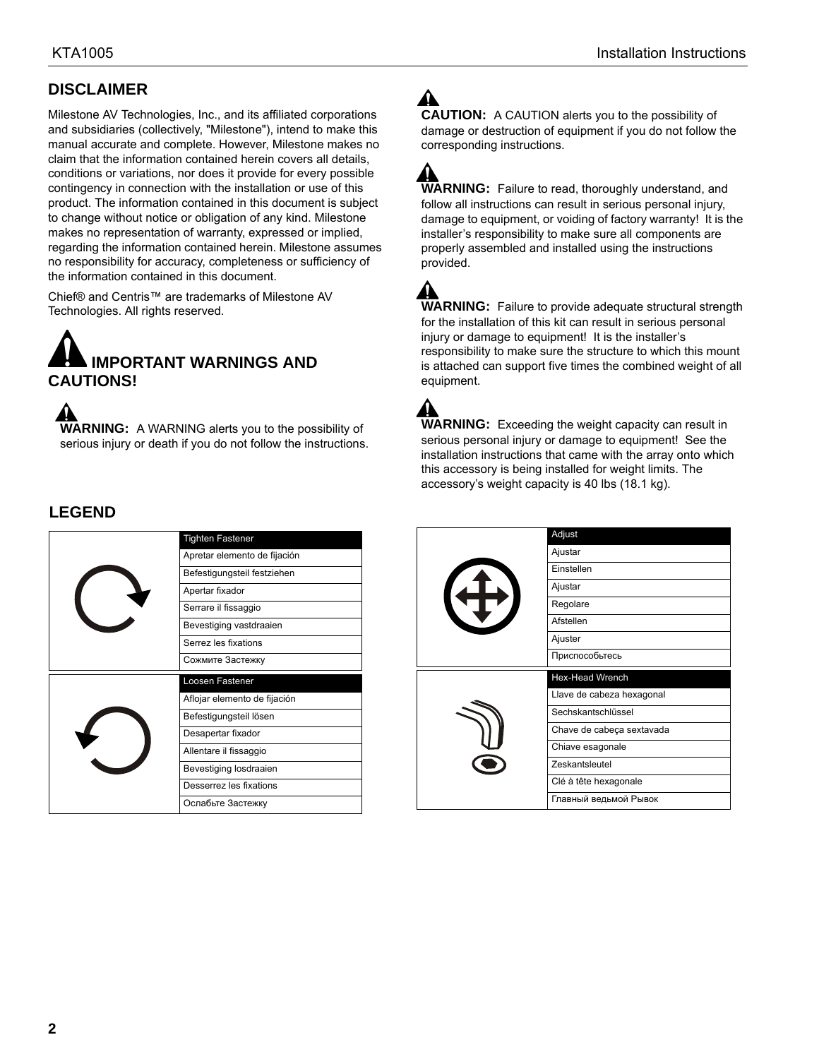## DISCLAIMER

Milestone AV Technologies, Inc., and its affiliated corporations and subsidiaries (collectively, "Milestone"), intend to make this manual accurate and complete. However, Milestone makes no claim that the information contained herein covers all details, conditions or variations, nor does it provide for every possible contingency in connection with the installation or use of this product. The information contained in this document is subject to change without notice or obligation of any kind. Milestone makes no representation of warranty, expressed or implied, regarding the information contained herein. Milestone assumes no responsibility for accuracy, completeness or sufficiency of the information contained in this document.

Chief® and Centris™ are trademarks of Milestone AV Technologies. All rights reserved.

## IMPORTANT WARNINGS AND CAUTIONS!

**WARNING:** A WARNING alerts you to the possibility of serious injury or death if you do not follow the instructions.

**CAUTION:** A CAUTION alerts you to the possibility of damage or destruction of equipment if you do not follow the corresponding instructions.

**WARNING:** Failure to read, thoroughly understand, and follow all instructions can result in serious personal injury, damage to equipment, or voiding of factory warranty! It is the installer's responsibility to make sure all components are properly assembled and installed using the instructions provided.

**WARNING:** Failure to provide adequate structural strength for the installation of this kit can result in serious personal injury or damage to equipment! It is the installer's responsibility to make sure the structure to which this mount is attached can support five times the combined weight of all equipment.

**WARNING:** Exceeding the weight capacity can result in serious personal injury or damage to equipment! See the installation instructions that came with the array onto which this accessory is being installed for weight limits. The accessory's weight capacity is 40 lbs (18.1 kg).

## LEGEND

| Tighten Fastener |
|---|
| Apretar elemento de fijación |
| Befestigungsteil festziehen |
| Apertar fixador |
| Serrare il fissaggio |
| Bevestiging vastdraaien |
| Serrez les fixations |
| Сожмите Застежку |

| Loosen Fastener |
|---|
| Aflojar elemento de fijación |
| Befestigungsteil lösen |
| Desapertar fixador |
| Allentare il fissaggio |
| Bevestiging losdraaien |
| Desserrez les fixations |
| Ослабьте Застежку |

| Adjust |
|---|
| Ajustar |
| Einstellen |
| Ajustar |
| Regolare |
| Afstellen |
| Ajuster |
| Приспособьтесь |

| Hex-Head Wrench |
|---|
| Llave de cabeza hexagonal |
| Sechskantschlüssel |
| Chave de cabeça sextavada |
| Chiave esagonale |
| Zeskantsleutel |
| Clé à tête hexagonale |
| Главный ведьмой Рывок |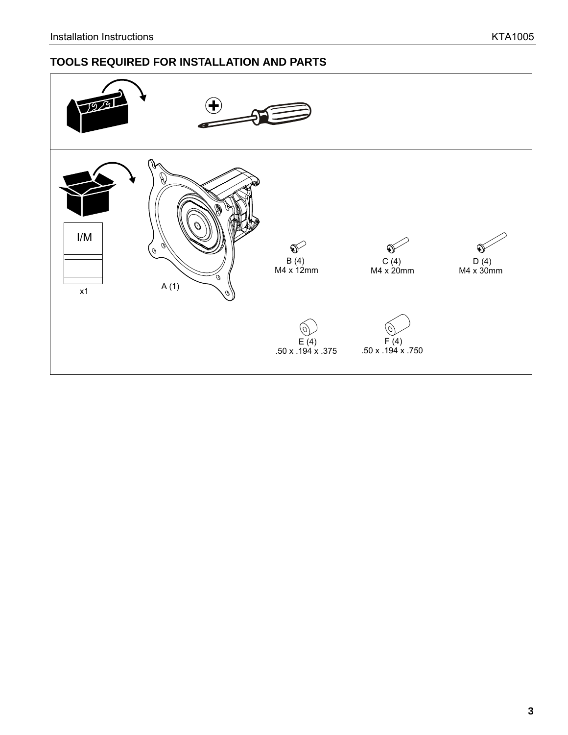## TOOLS REQUIRED FOR INSTALLATION AND PARTS

I/M

x1

A (1)

B (4)
M4 x 12mm

C (4)
M4 x 20mm

D (4)
M4 x 30mm

E (4)
.50 x .194 x .375

F (4)
.50 x .194 x .750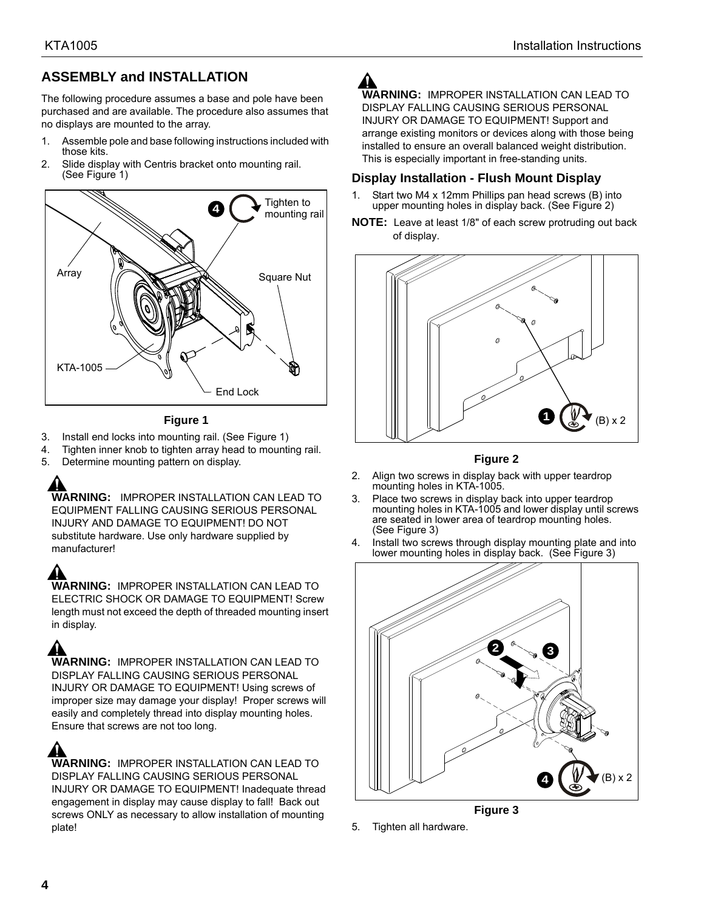## ASSEMBLY and INSTALLATION

The following procedure assumes a base and pole have been purchased and are available. The procedure also assumes that no displays are mounted to the array.

1. Assemble pole and base following instructions included with those kits.
2. Slide display with Centris bracket onto mounting rail. (See Figure 1)

**Figure 1**

3. Install end locks into mounting rail. (See Figure 1)
4. Tighten inner knob to tighten array head to mounting rail.
5. Determine mounting pattern on display.

**WARNING:** IMPROPER INSTALLATION CAN LEAD TO EQUIPMENT FALLING CAUSING SERIOUS PERSONAL INJURY AND DAMAGE TO EQUIPMENT! DO NOT substitute hardware. Use only hardware supplied by manufacturer!

**WARNING:** IMPROPER INSTALLATION CAN LEAD TO ELECTRIC SHOCK OR DAMAGE TO EQUIPMENT! Screw length must not exceed the depth of threaded mounting insert in display.

**WARNING:** IMPROPER INSTALLATION CAN LEAD TO DISPLAY FALLING CAUSING SERIOUS PERSONAL INJURY OR DAMAGE TO EQUIPMENT! Using screws of improper size may damage your display! Proper screws will easily and completely thread into display mounting holes. Ensure that screws are not too long.

**WARNING:** IMPROPER INSTALLATION CAN LEAD TO DISPLAY FALLING CAUSING SERIOUS PERSONAL INJURY OR DAMAGE TO EQUIPMENT! Inadequate thread engagement in display may cause display to fall! Back out screws ONLY as necessary to allow installation of mounting plate!

**WARNING:** IMPROPER INSTALLATION CAN LEAD TO DISPLAY FALLING CAUSING SERIOUS PERSONAL INJURY OR DAMAGE TO EQUIPMENT! Support and arrange existing monitors or devices along with those being installed to ensure an overall balanced weight distribution. This is especially important in free-standing units.

### Display Installation - Flush Mount Display

1. Start two M4 x 12mm Phillips pan head screws (B) into upper mounting holes in display back. (See Figure 2)

**NOTE:** Leave at least 1/8" of each screw protruding out back of display.

**Figure 2**

2. Align two screws in display back with upper teardrop mounting holes in KTA-1005.
3. Place two screws in display back into upper teardrop mounting holes in KTA-1005 and lower display until screws are seated in lower area of teardrop mounting holes. (See Figure 3)
4. Install two screws through display mounting plate and into lower mounting holes in display back. (See Figure 3)

**Figure 3**

5. Tighten all hardware.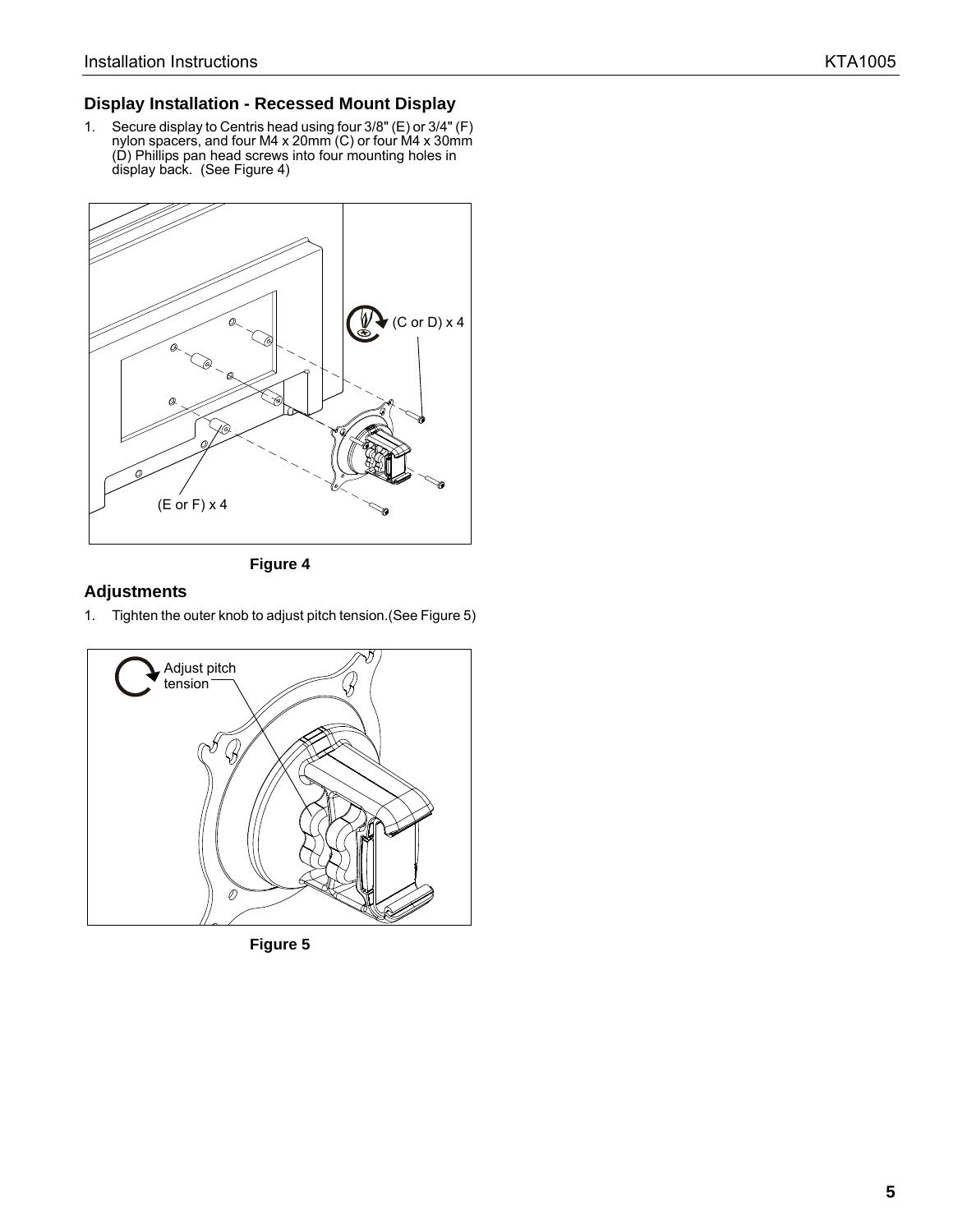## Display Installation - Recessed Mount Display

1. Secure display to Centris head using four 3/8" (E) or 3/4" (F) nylon spacers, and four M4 x 20mm (C) or four M4 x 30mm (D) Phillips pan head screws into four mounting holes in display back. (See Figure 4)

(C or D) x 4

(E or F) x 4

**Figure 4**

## Adjustments

1. Tighten the outer knob to adjust pitch tension.(See Figure 5)

Adjust pitch tension

**Figure 5**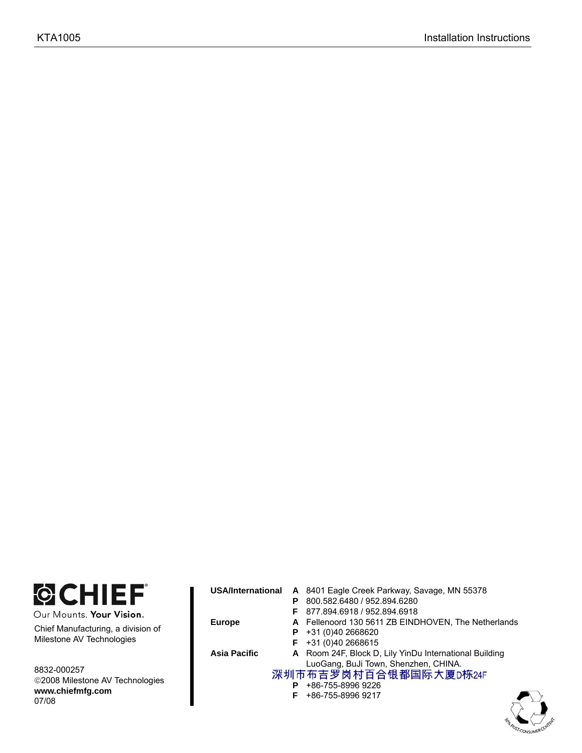CHIEF®

Our Mounts. **Your Vision.**

Chief Manufacturing, a division of Milestone AV Technologies

8832-000257
©2008 Milestone AV Technologies
**www.chiefmfg.com**
07/08

| | | |
|---|---|---|
| **USA/International** | **A** | 8401 Eagle Creek Parkway, Savage, MN 55378 |
| | **P** | 800.582.6480 / 952.894.6280 |
| | **F** | 877.894.6918 / 952.894.6918 |
| **Europe** | **A** | Fellenoord 130 5611 ZB EINDHOVEN, The Netherlands |
| | **P** | +31 (0)40 2668620 |
| | **F** | +31 (0)40 2668615 |
| **Asia Pacific** | **A** | Room 24F, Block D, Lily YinDu International Building LuoGang, BuJi Town, Shenzhen, CHINA. 深圳市布吉罗岗村百合银都国际大厦D栋24F |
| | **P** | +86-755-8996 9226 |
| | **F** | +86-755-8996 9217 |

30% POST-CONSUMER CONTENT